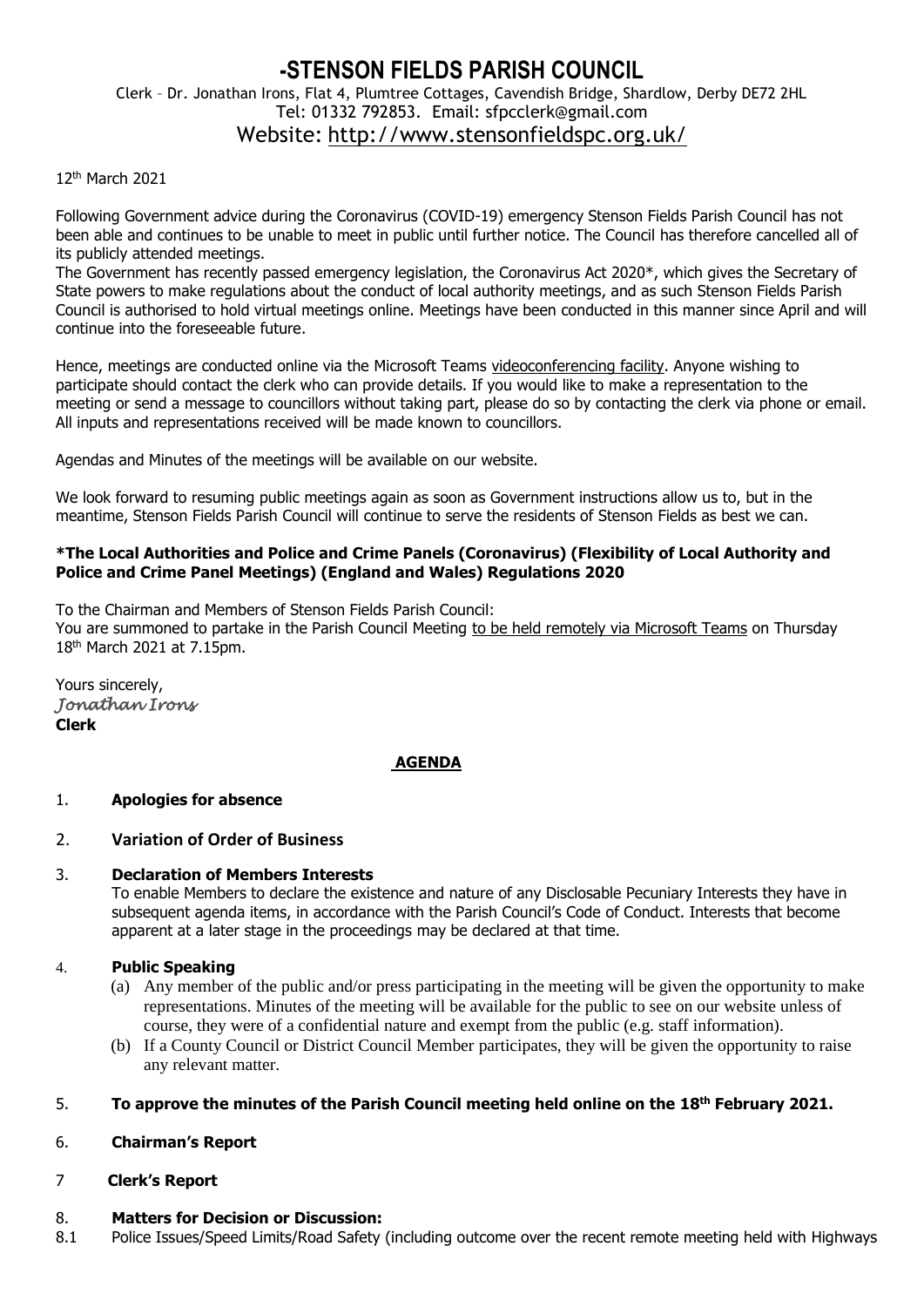# -STENSON FIELDS PARISH COUNCIL

Clerk – Dr. Jonathan Irons, Flat 4, Plumtree Cottages, Cavendish Bridge, Shardlow, Derby DE72 2HL
Tel: 01332 792853. Email: sfpcclerk@gmail.com

Website: http://www.stensonfieldspc.org.uk/

12th March 2021

Following Government advice during the Coronavirus (COVID-19) emergency Stenson Fields Parish Council has not been able and continues to be unable to meet in public until further notice. The Council has therefore cancelled all of its publicly attended meetings.

The Government has recently passed emergency legislation, the Coronavirus Act 2020*, which gives the Secretary of State powers to make regulations about the conduct of local authority meetings, and as such Stenson Fields Parish Council is authorised to hold virtual meetings online. Meetings have been conducted in this manner since April and will continue into the foreseeable future.

Hence, meetings are conducted online via the Microsoft Teams videoconferencing facility. Anyone wishing to participate should contact the clerk who can provide details. If you would like to make a representation to the meeting or send a message to councillors without taking part, please do so by contacting the clerk via phone or email. All inputs and representations received will be made known to councillors.

Agendas and Minutes of the meetings will be available on our website.

We look forward to resuming public meetings again as soon as Government instructions allow us to, but in the meantime, Stenson Fields Parish Council will continue to serve the residents of Stenson Fields as best we can.

**\*The Local Authorities and Police and Crime Panels (Coronavirus) (Flexibility of Local Authority and Police and Crime Panel Meetings) (England and Wales) Regulations 2020**

To the Chairman and Members of Stenson Fields Parish Council:
You are summoned to partake in the Parish Council Meeting to be held remotely via Microsoft Teams on Thursday 18th March 2021 at 7.15pm.

Yours sincerely,
*Jonathan Irons*
**Clerk**

## AGENDA

1. **Apologies for absence**

2. **Variation of Order of Business**

3. **Declaration of Members Interests**
   To enable Members to declare the existence and nature of any Disclosable Pecuniary Interests they have in subsequent agenda items, in accordance with the Parish Council's Code of Conduct. Interests that become apparent at a later stage in the proceedings may be declared at that time.

4. **Public Speaking**
   (a) Any member of the public and/or press participating in the meeting will be given the opportunity to make representations. Minutes of the meeting will be available for the public to see on our website unless of course, they were of a confidential nature and exempt from the public (e.g. staff information).
   (b) If a County Council or District Council Member participates, they will be given the opportunity to raise any relevant matter.

5. **To approve the minutes of the Parish Council meeting held online on the 18th February 2021.**

6. **Chairman's Report**

7. **Clerk's Report**

8. **Matters for Decision or Discussion:**

8.1 Police Issues/Speed Limits/Road Safety (including outcome over the recent remote meeting held with Highways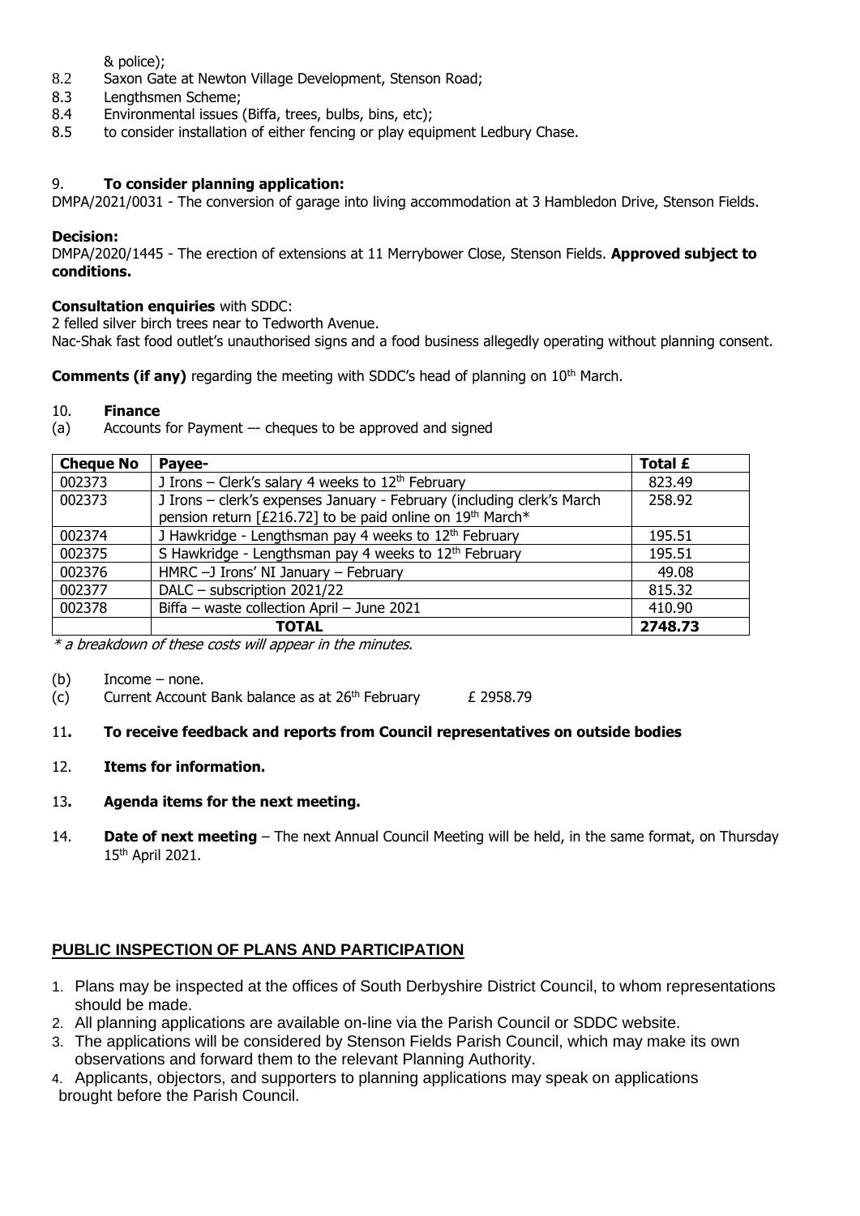& police);

8.2 Saxon Gate at Newton Village Development, Stenson Road;

8.3 Lengthsmen Scheme;

8.4 Environmental issues (Biffa, trees, bulbs, bins, etc);

8.5 to consider installation of either fencing or play equipment Ledbury Chase.

9. **To consider planning application:**

DMPA/2021/0031 - The conversion of garage into living accommodation at 3 Hambledon Drive, Stenson Fields.

**Decision:**

DMPA/2020/1445 - The erection of extensions at 11 Merrybower Close, Stenson Fields. **Approved subject to conditions.**

**Consultation enquiries** with SDDC:

2 felled silver birch trees near to Tedworth Avenue.

Nac-Shak fast food outlet's unauthorised signs and a food business allegedly operating without planning consent.

**Comments (if any)** regarding the meeting with SDDC's head of planning on 10th March.

10. **Finance**

(a) Accounts for Payment –- cheques to be approved and signed

| Cheque No | Payee- | Total £ |
|---|---|---|
| 002373 | J Irons – Clerk's salary 4 weeks to 12th February | 823.49 |
| 002373 | J Irons – clerk's expenses January - February (including clerk's March pension return [£216.72] to be paid online on 19th March* | 258.92 |
| 002374 | J Hawkridge - Lengthsman pay 4 weeks to 12th February | 195.51 |
| 002375 | S Hawkridge - Lengthsman pay 4 weeks to 12th February | 195.51 |
| 002376 | HMRC –J Irons' NI January – February | 49.08 |
| 002377 | DALC – subscription 2021/22 | 815.32 |
| 002378 | Biffa – waste collection April – June 2021 | 410.90 |
| | **TOTAL** | **2748.73** |

*\* a breakdown of these costs will appear in the minutes.*

(b) Income – none.

(c) Current Account Bank balance as at 26th February £ 2958.79

11**.** **To receive feedback and reports from Council representatives on outside bodies**

12. **Items for information.**

13**.** **Agenda items for the next meeting.**

14. **Date of next meeting** – The next Annual Council Meeting will be held, in the same format, on Thursday 15th April 2021.

## PUBLIC INSPECTION OF PLANS AND PARTICIPATION

1. Plans may be inspected at the offices of South Derbyshire District Council, to whom representations should be made.
2. All planning applications are available on-line via the Parish Council or SDDC website.
3. The applications will be considered by Stenson Fields Parish Council, which may make its own observations and forward them to the relevant Planning Authority.
4. Applicants, objectors, and supporters to planning applications may speak on applications brought before the Parish Council.